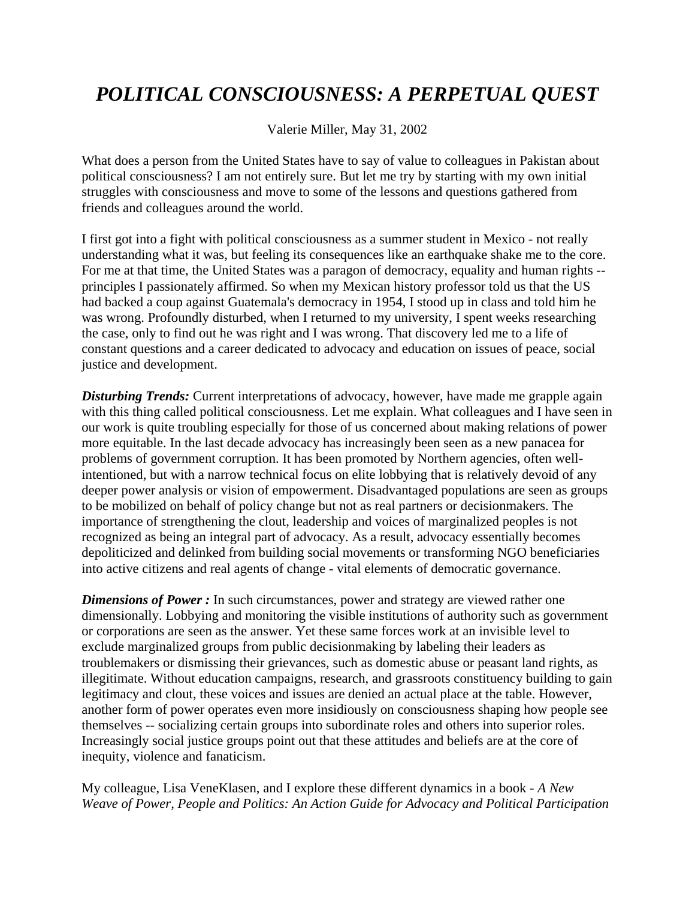# *POLITICAL CONSCIOUSNESS: A PERPETUAL QUEST*

Valerie Miller, May 31, 2002

What does a person from the United States have to say of value to colleagues in Pakistan about political consciousness? I am not entirely sure. But let me try by starting with my own initial struggles with consciousness and move to some of the lessons and questions gathered from friends and colleagues around the world.

I first got into a fight with political consciousness as a summer student in Mexico - not really understanding what it was, but feeling its consequences like an earthquake shake me to the core. For me at that time, the United States was a paragon of democracy, equality and human rights -- principles I passionately affirmed. So when my Mexican history professor told us that the US had backed a coup against Guatemala's democracy in 1954, I stood up in class and told him he was wrong. Profoundly disturbed, when I returned to my university, I spent weeks researching the case, only to find out he was right and I was wrong. That discovery led me to a life of constant questions and a career dedicated to advocacy and education on issues of peace, social justice and development.

***Disturbing Trends:*** Current interpretations of advocacy, however, have made me grapple again with this thing called political consciousness. Let me explain. What colleagues and I have seen in our work is quite troubling especially for those of us concerned about making relations of power more equitable. In the last decade advocacy has increasingly been seen as a new panacea for problems of government corruption. It has been promoted by Northern agencies, often well-intentioned, but with a narrow technical focus on elite lobbying that is relatively devoid of any deeper power analysis or vision of empowerment. Disadvantaged populations are seen as groups to be mobilized on behalf of policy change but not as real partners or decisionmakers. The importance of strengthening the clout, leadership and voices of marginalized peoples is not recognized as being an integral part of advocacy. As a result, advocacy essentially becomes depoliticized and delinked from building social movements or transforming NGO beneficiaries into active citizens and real agents of change - vital elements of democratic governance.

***Dimensions of Power :*** In such circumstances, power and strategy are viewed rather one dimensionally. Lobbying and monitoring the visible institutions of authority such as government or corporations are seen as the answer. Yet these same forces work at an invisible level to exclude marginalized groups from public decisionmaking by labeling their leaders as troublemakers or dismissing their grievances, such as domestic abuse or peasant land rights, as illegitimate. Without education campaigns, research, and grassroots constituency building to gain legitimacy and clout, these voices and issues are denied an actual place at the table. However, another form of power operates even more insidiously on consciousness shaping how people see themselves -- socializing certain groups into subordinate roles and others into superior roles. Increasingly social justice groups point out that these attitudes and beliefs are at the core of inequity, violence and fanaticism.

My colleague, Lisa VeneKlasen, and I explore these different dynamics in a book - *A New Weave of Power, People and Politics: An Action Guide for Advocacy and Political Participation*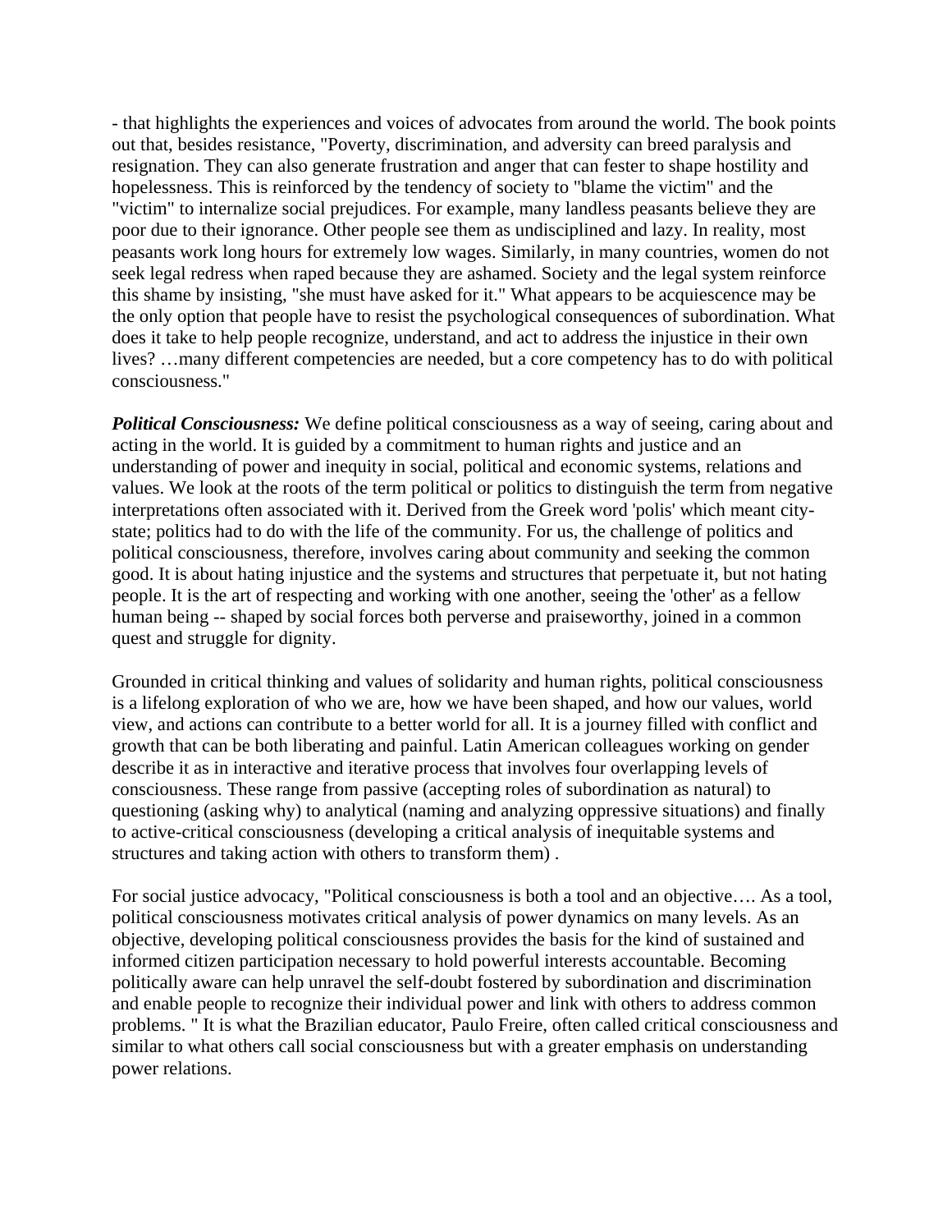- that highlights the experiences and voices of advocates from around the world. The book points out that, besides resistance, "Poverty, discrimination, and adversity can breed paralysis and resignation. They can also generate frustration and anger that can fester to shape hostility and hopelessness. This is reinforced by the tendency of society to "blame the victim" and the "victim" to internalize social prejudices. For example, many landless peasants believe they are poor due to their ignorance. Other people see them as undisciplined and lazy. In reality, most peasants work long hours for extremely low wages. Similarly, in many countries, women do not seek legal redress when raped because they are ashamed. Society and the legal system reinforce this shame by insisting, "she must have asked for it." What appears to be acquiescence may be the only option that people have to resist the psychological consequences of subordination. What does it take to help people recognize, understand, and act to address the injustice in their own lives? …many different competencies are needed, but a core competency has to do with political consciousness."

***Political Consciousness:*** We define political consciousness as a way of seeing, caring about and acting in the world. It is guided by a commitment to human rights and justice and an understanding of power and inequity in social, political and economic systems, relations and values. We look at the roots of the term political or politics to distinguish the term from negative interpretations often associated with it. Derived from the Greek word 'polis' which meant city-state; politics had to do with the life of the community. For us, the challenge of politics and political consciousness, therefore, involves caring about community and seeking the common good. It is about hating injustice and the systems and structures that perpetuate it, but not hating people. It is the art of respecting and working with one another, seeing the 'other' as a fellow human being -- shaped by social forces both perverse and praiseworthy, joined in a common quest and struggle for dignity.

Grounded in critical thinking and values of solidarity and human rights, political consciousness is a lifelong exploration of who we are, how we have been shaped, and how our values, world view, and actions can contribute to a better world for all. It is a journey filled with conflict and growth that can be both liberating and painful. Latin American colleagues working on gender describe it as in interactive and iterative process that involves four overlapping levels of consciousness. These range from passive (accepting roles of subordination as natural) to questioning (asking why) to analytical (naming and analyzing oppressive situations) and finally to active-critical consciousness (developing a critical analysis of inequitable systems and structures and taking action with others to transform them) .

For social justice advocacy, "Political consciousness is both a tool and an objective…. As a tool, political consciousness motivates critical analysis of power dynamics on many levels. As an objective, developing political consciousness provides the basis for the kind of sustained and informed citizen participation necessary to hold powerful interests accountable. Becoming politically aware can help unravel the self-doubt fostered by subordination and discrimination and enable people to recognize their individual power and link with others to address common problems. " It is what the Brazilian educator, Paulo Freire, often called critical consciousness and similar to what others call social consciousness but with a greater emphasis on understanding power relations.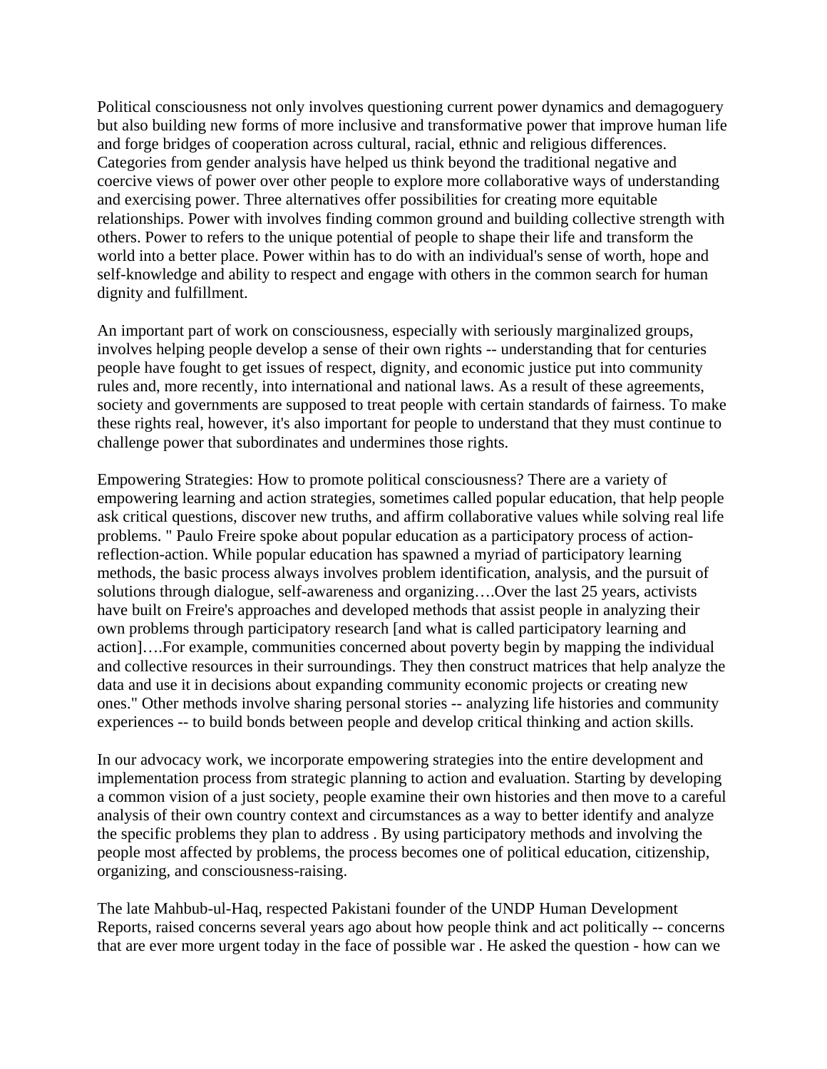Political consciousness not only involves questioning current power dynamics and demagoguery but also building new forms of more inclusive and transformative power that improve human life and forge bridges of cooperation across cultural, racial, ethnic and religious differences. Categories from gender analysis have helped us think beyond the traditional negative and coercive views of power over other people to explore more collaborative ways of understanding and exercising power. Three alternatives offer possibilities for creating more equitable relationships. Power with involves finding common ground and building collective strength with others. Power to refers to the unique potential of people to shape their life and transform the world into a better place. Power within has to do with an individual's sense of worth, hope and self-knowledge and ability to respect and engage with others in the common search for human dignity and fulfillment.

An important part of work on consciousness, especially with seriously marginalized groups, involves helping people develop a sense of their own rights -- understanding that for centuries people have fought to get issues of respect, dignity, and economic justice put into community rules and, more recently, into international and national laws. As a result of these agreements, society and governments are supposed to treat people with certain standards of fairness. To make these rights real, however, it's also important for people to understand that they must continue to challenge power that subordinates and undermines those rights.

Empowering Strategies: How to promote political consciousness? There are a variety of empowering learning and action strategies, sometimes called popular education, that help people ask critical questions, discover new truths, and affirm collaborative values while solving real life problems. " Paulo Freire spoke about popular education as a participatory process of action-reflection-action. While popular education has spawned a myriad of participatory learning methods, the basic process always involves problem identification, analysis, and the pursuit of solutions through dialogue, self-awareness and organizing….Over the last 25 years, activists have built on Freire's approaches and developed methods that assist people in analyzing their own problems through participatory research [and what is called participatory learning and action]….For example, communities concerned about poverty begin by mapping the individual and collective resources in their surroundings. They then construct matrices that help analyze the data and use it in decisions about expanding community economic projects or creating new ones." Other methods involve sharing personal stories -- analyzing life histories and community experiences -- to build bonds between people and develop critical thinking and action skills.

In our advocacy work, we incorporate empowering strategies into the entire development and implementation process from strategic planning to action and evaluation. Starting by developing a common vision of a just society, people examine their own histories and then move to a careful analysis of their own country context and circumstances as a way to better identify and analyze the specific problems they plan to address . By using participatory methods and involving the people most affected by problems, the process becomes one of political education, citizenship, organizing, and consciousness-raising.

The late Mahbub-ul-Haq, respected Pakistani founder of the UNDP Human Development Reports, raised concerns several years ago about how people think and act politically -- concerns that are ever more urgent today in the face of possible war . He asked the question - how can we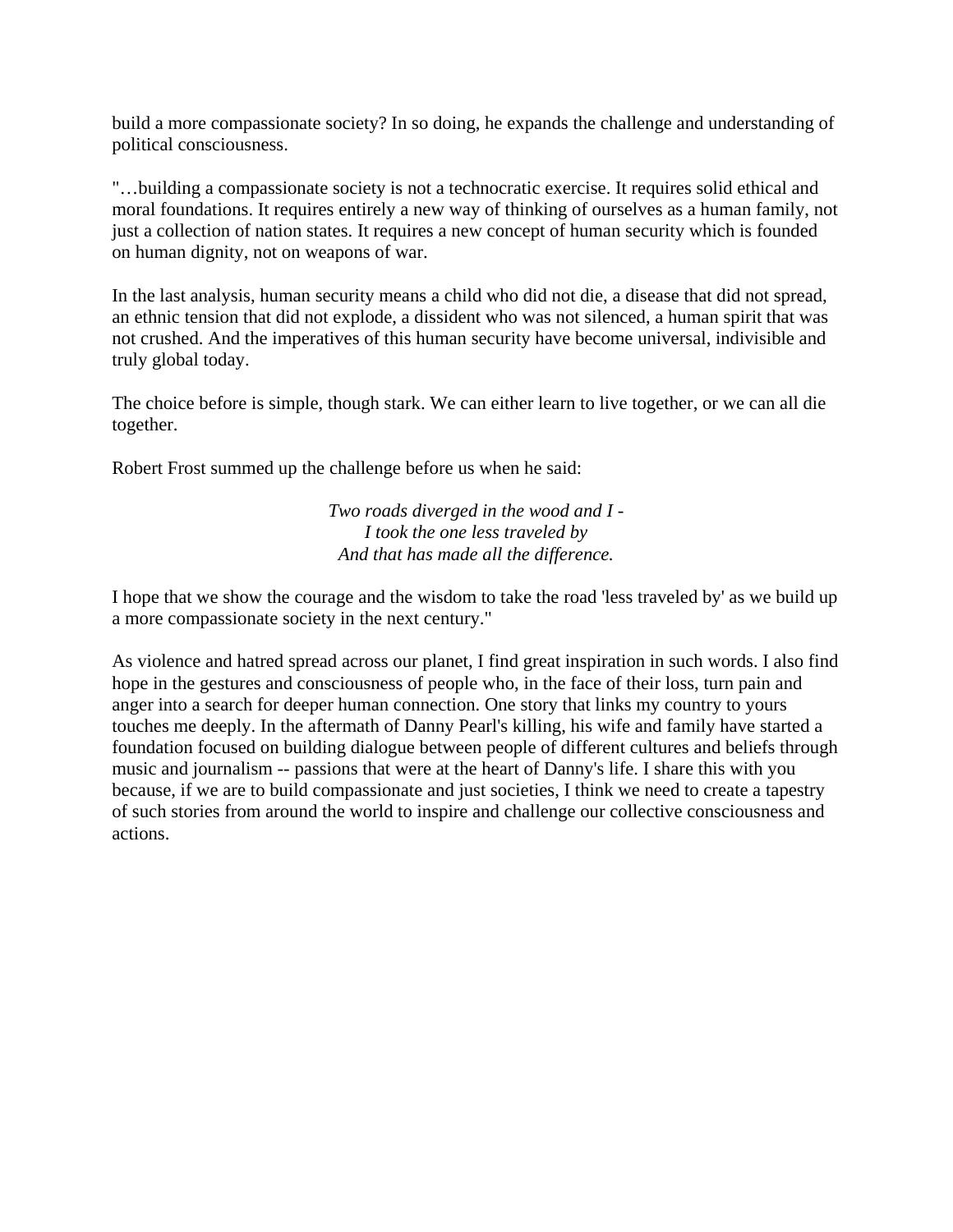build a more compassionate society? In so doing, he expands the challenge and understanding of political consciousness.

"…building a compassionate society is not a technocratic exercise. It requires solid ethical and moral foundations. It requires entirely a new way of thinking of ourselves as a human family, not just a collection of nation states. It requires a new concept of human security which is founded on human dignity, not on weapons of war.

In the last analysis, human security means a child who did not die, a disease that did not spread, an ethnic tension that did not explode, a dissident who was not silenced, a human spirit that was not crushed. And the imperatives of this human security have become universal, indivisible and truly global today.

The choice before is simple, though stark. We can either learn to live together, or we can all die together.

Robert Frost summed up the challenge before us when he said:

*Two roads diverged in the wood and I -*
*I took the one less traveled by*
*And that has made all the difference.*

I hope that we show the courage and the wisdom to take the road 'less traveled by' as we build up a more compassionate society in the next century."

As violence and hatred spread across our planet, I find great inspiration in such words. I also find hope in the gestures and consciousness of people who, in the face of their loss, turn pain and anger into a search for deeper human connection. One story that links my country to yours touches me deeply. In the aftermath of Danny Pearl's killing, his wife and family have started a foundation focused on building dialogue between people of different cultures and beliefs through music and journalism -- passions that were at the heart of Danny's life. I share this with you because, if we are to build compassionate and just societies, I think we need to create a tapestry of such stories from around the world to inspire and challenge our collective consciousness and actions.